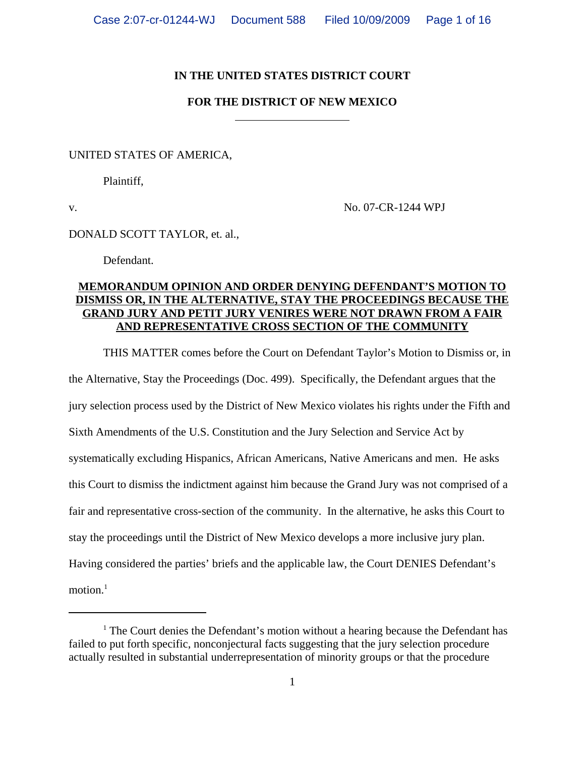**IN THE UNITED STATES DISTRICT COURT**

**FOR THE DISTRICT OF NEW MEXICO**

---

UNITED STATES OF AMERICA,

Plaintiff,

v. No. 07-CR-1244 WPJ

DONALD SCOTT TAYLOR, et. al.,

Defendant.

**MEMORANDUM OPINION AND ORDER DENYING DEFENDANT'S MOTION TO DISMISS OR, IN THE ALTERNATIVE, STAY THE PROCEEDINGS BECAUSE THE GRAND JURY AND PETIT JURY VENIRES WERE NOT DRAWN FROM A FAIR AND REPRESENTATIVE CROSS SECTION OF THE COMMUNITY**

THIS MATTER comes before the Court on Defendant Taylor's Motion to Dismiss or, in the Alternative, Stay the Proceedings (Doc. 499). Specifically, the Defendant argues that the jury selection process used by the District of New Mexico violates his rights under the Fifth and Sixth Amendments of the U.S. Constitution and the Jury Selection and Service Act by systematically excluding Hispanics, African Americans, Native Americans and men. He asks this Court to dismiss the indictment against him because the Grand Jury was not comprised of a fair and representative cross-section of the community. In the alternative, he asks this Court to stay the proceedings until the District of New Mexico develops a more inclusive jury plan. Having considered the parties' briefs and the applicable law, the Court DENIES Defendant's motion.[1]

---

[1] The Court denies the Defendant's motion without a hearing because the Defendant has failed to put forth specific, nonconjectural facts suggesting that the jury selection procedure actually resulted in substantial underrepresentation of minority groups or that the procedure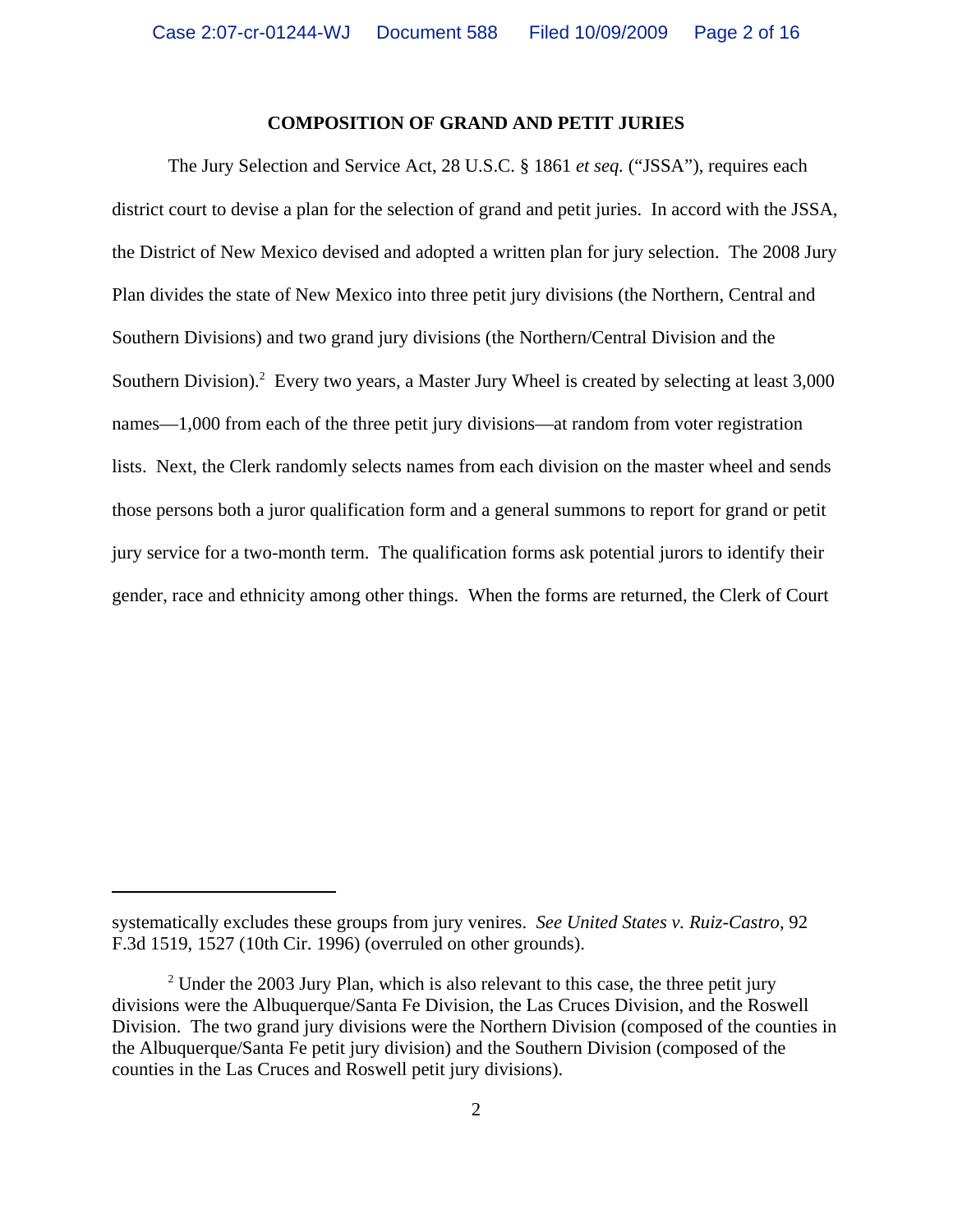## COMPOSITION OF GRAND AND PETIT JURIES

The Jury Selection and Service Act, 28 U.S.C. § 1861 *et seq.* ("JSSA"), requires each district court to devise a plan for the selection of grand and petit juries. In accord with the JSSA, the District of New Mexico devised and adopted a written plan for jury selection. The 2008 Jury Plan divides the state of New Mexico into three petit jury divisions (the Northern, Central and Southern Divisions) and two grand jury divisions (the Northern/Central Division and the Southern Division).[2] Every two years, a Master Jury Wheel is created by selecting at least 3,000 names—1,000 from each of the three petit jury divisions—at random from voter registration lists. Next, the Clerk randomly selects names from each division on the master wheel and sends those persons both a juror qualification form and a general summons to report for grand or petit jury service for a two-month term. The qualification forms ask potential jurors to identify their gender, race and ethnicity among other things. When the forms are returned, the Clerk of Court

---

systematically excludes these groups from jury venires. *See United States v. Ruiz-Castro*, 92 F.3d 1519, 1527 (10th Cir. 1996) (overruled on other grounds).

[2] Under the 2003 Jury Plan, which is also relevant to this case, the three petit jury divisions were the Albuquerque/Santa Fe Division, the Las Cruces Division, and the Roswell Division. The two grand jury divisions were the Northern Division (composed of the counties in the Albuquerque/Santa Fe petit jury division) and the Southern Division (composed of the counties in the Las Cruces and Roswell petit jury divisions).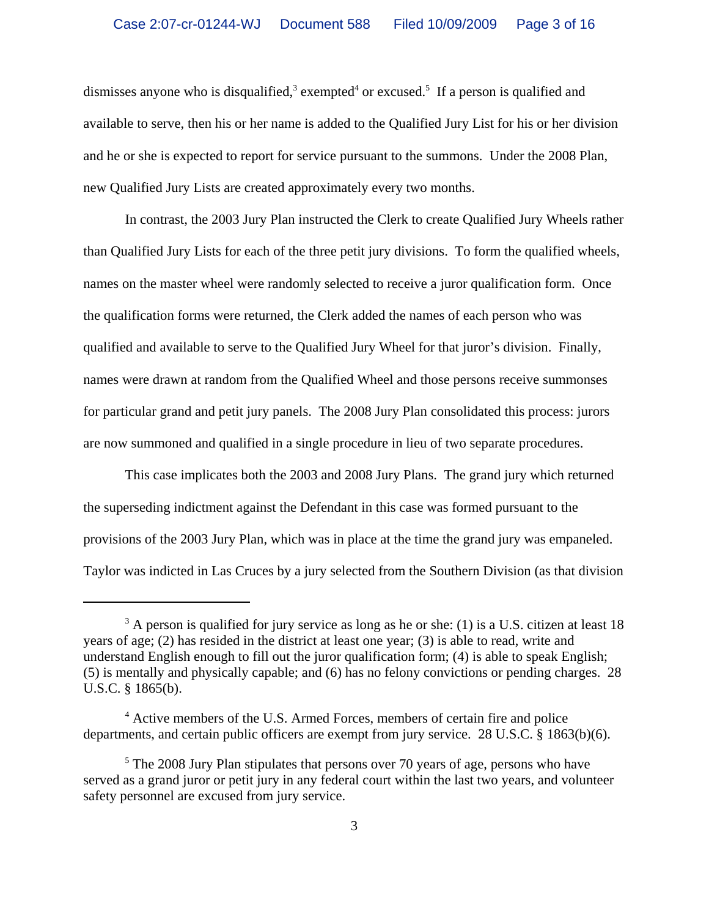dismisses anyone who is disqualified,[3] exempted[4] or excused.[5] If a person is qualified and available to serve, then his or her name is added to the Qualified Jury List for his or her division and he or she is expected to report for service pursuant to the summons. Under the 2008 Plan, new Qualified Jury Lists are created approximately every two months.

In contrast, the 2003 Jury Plan instructed the Clerk to create Qualified Jury Wheels rather than Qualified Jury Lists for each of the three petit jury divisions. To form the qualified wheels, names on the master wheel were randomly selected to receive a juror qualification form. Once the qualification forms were returned, the Clerk added the names of each person who was qualified and available to serve to the Qualified Jury Wheel for that juror's division. Finally, names were drawn at random from the Qualified Wheel and those persons receive summonses for particular grand and petit jury panels. The 2008 Jury Plan consolidated this process: jurors are now summoned and qualified in a single procedure in lieu of two separate procedures.

This case implicates both the 2003 and 2008 Jury Plans. The grand jury which returned the superseding indictment against the Defendant in this case was formed pursuant to the provisions of the 2003 Jury Plan, which was in place at the time the grand jury was empaneled. Taylor was indicted in Las Cruces by a jury selected from the Southern Division (as that division

---

[3] A person is qualified for jury service as long as he or she: (1) is a U.S. citizen at least 18 years of age; (2) has resided in the district at least one year; (3) is able to read, write and understand English enough to fill out the juror qualification form; (4) is able to speak English; (5) is mentally and physically capable; and (6) has no felony convictions or pending charges. 28 U.S.C. § 1865(b).

[4] Active members of the U.S. Armed Forces, members of certain fire and police departments, and certain public officers are exempt from jury service. 28 U.S.C. § 1863(b)(6).

[5] The 2008 Jury Plan stipulates that persons over 70 years of age, persons who have served as a grand juror or petit jury in any federal court within the last two years, and volunteer safety personnel are excused from jury service.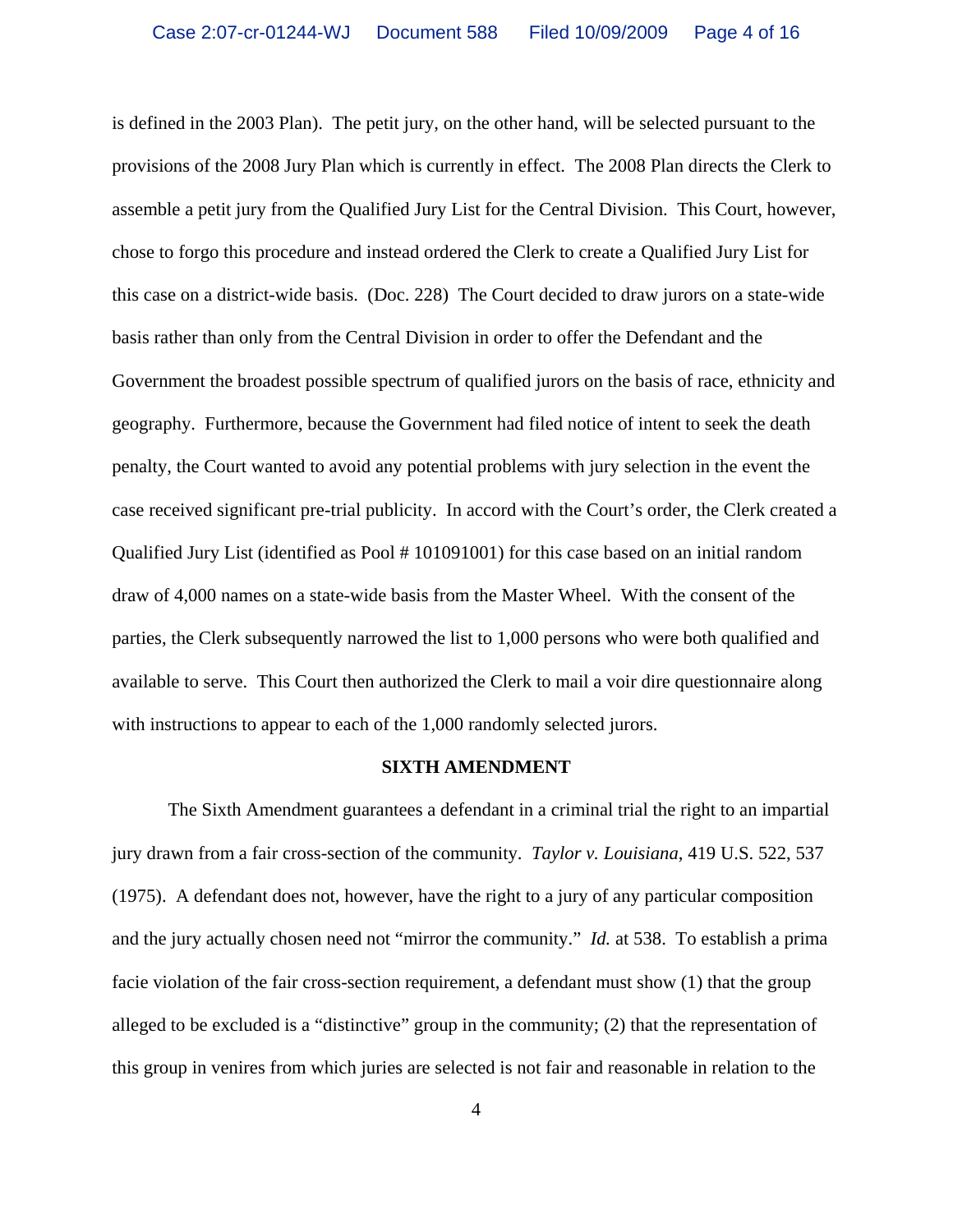is defined in the 2003 Plan). The petit jury, on the other hand, will be selected pursuant to the provisions of the 2008 Jury Plan which is currently in effect. The 2008 Plan directs the Clerk to assemble a petit jury from the Qualified Jury List for the Central Division. This Court, however, chose to forgo this procedure and instead ordered the Clerk to create a Qualified Jury List for this case on a district-wide basis. (Doc. 228) The Court decided to draw jurors on a state-wide basis rather than only from the Central Division in order to offer the Defendant and the Government the broadest possible spectrum of qualified jurors on the basis of race, ethnicity and geography. Furthermore, because the Government had filed notice of intent to seek the death penalty, the Court wanted to avoid any potential problems with jury selection in the event the case received significant pre-trial publicity. In accord with the Court's order, the Clerk created a Qualified Jury List (identified as Pool # 101091001) for this case based on an initial random draw of 4,000 names on a state-wide basis from the Master Wheel. With the consent of the parties, the Clerk subsequently narrowed the list to 1,000 persons who were both qualified and available to serve. This Court then authorized the Clerk to mail a voir dire questionnaire along with instructions to appear to each of the 1,000 randomly selected jurors.

## SIXTH AMENDMENT

The Sixth Amendment guarantees a defendant in a criminal trial the right to an impartial jury drawn from a fair cross-section of the community. *Taylor v. Louisiana*, 419 U.S. 522, 537 (1975). A defendant does not, however, have the right to a jury of any particular composition and the jury actually chosen need not "mirror the community." *Id.* at 538. To establish a prima facie violation of the fair cross-section requirement, a defendant must show (1) that the group alleged to be excluded is a "distinctive" group in the community; (2) that the representation of this group in venires from which juries are selected is not fair and reasonable in relation to the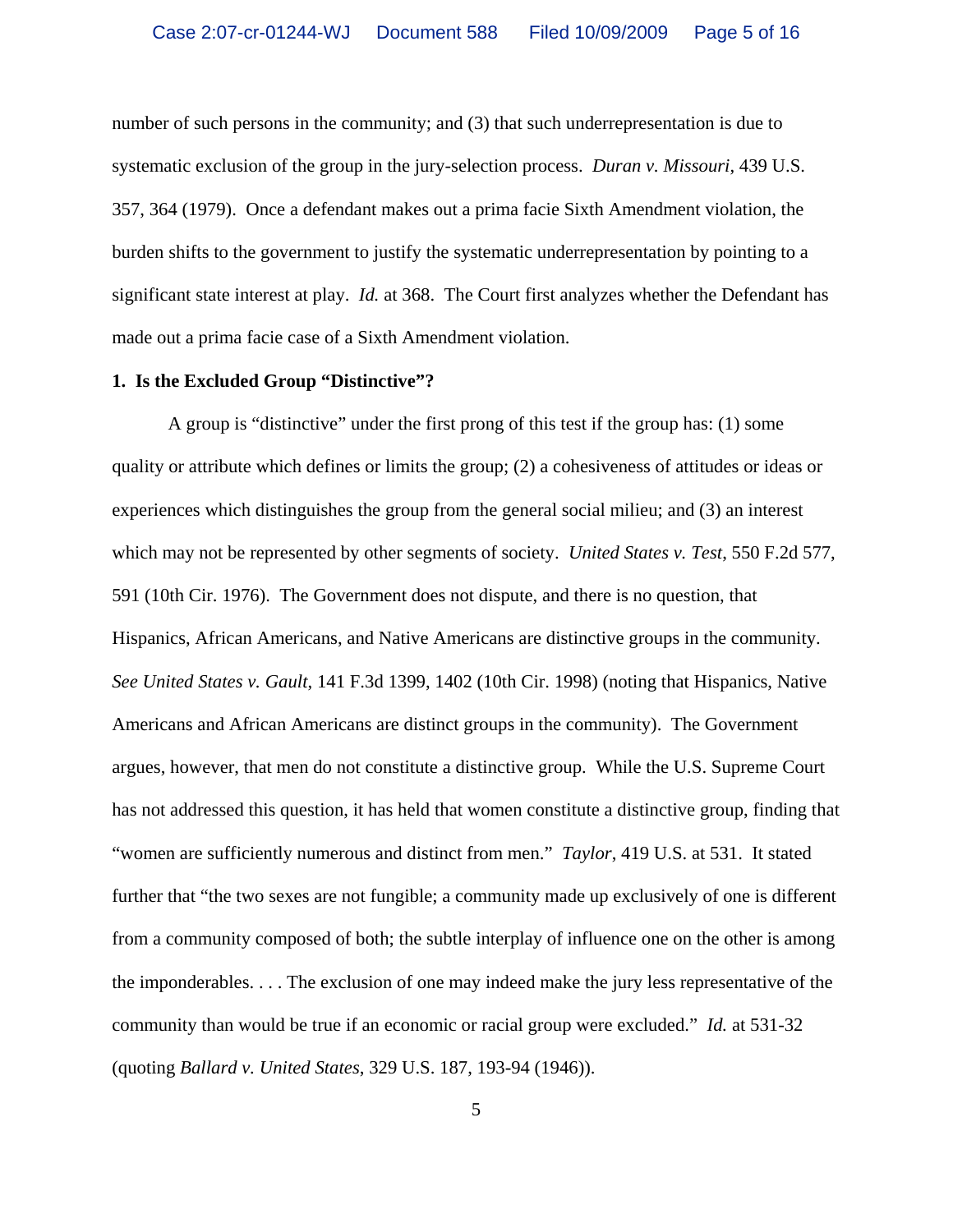number of such persons in the community; and (3) that such underrepresentation is due to systematic exclusion of the group in the jury-selection process. *Duran v. Missouri*, 439 U.S. 357, 364 (1979). Once a defendant makes out a prima facie Sixth Amendment violation, the burden shifts to the government to justify the systematic underrepresentation by pointing to a significant state interest at play. *Id.* at 368. The Court first analyzes whether the Defendant has made out a prima facie case of a Sixth Amendment violation.

**1. Is the Excluded Group "Distinctive"?**

A group is "distinctive" under the first prong of this test if the group has: (1) some quality or attribute which defines or limits the group; (2) a cohesiveness of attitudes or ideas or experiences which distinguishes the group from the general social milieu; and (3) an interest which may not be represented by other segments of society. *United States v. Test*, 550 F.2d 577, 591 (10th Cir. 1976). The Government does not dispute, and there is no question, that Hispanics, African Americans, and Native Americans are distinctive groups in the community. *See United States v. Gault*, 141 F.3d 1399, 1402 (10th Cir. 1998) (noting that Hispanics, Native Americans and African Americans are distinct groups in the community). The Government argues, however, that men do not constitute a distinctive group. While the U.S. Supreme Court has not addressed this question, it has held that women constitute a distinctive group, finding that "women are sufficiently numerous and distinct from men." *Taylor*, 419 U.S. at 531. It stated further that "the two sexes are not fungible; a community made up exclusively of one is different from a community composed of both; the subtle interplay of influence one on the other is among the imponderables. . . . The exclusion of one may indeed make the jury less representative of the community than would be true if an economic or racial group were excluded." *Id.* at 531-32 (quoting *Ballard v. United States*, 329 U.S. 187, 193-94 (1946)).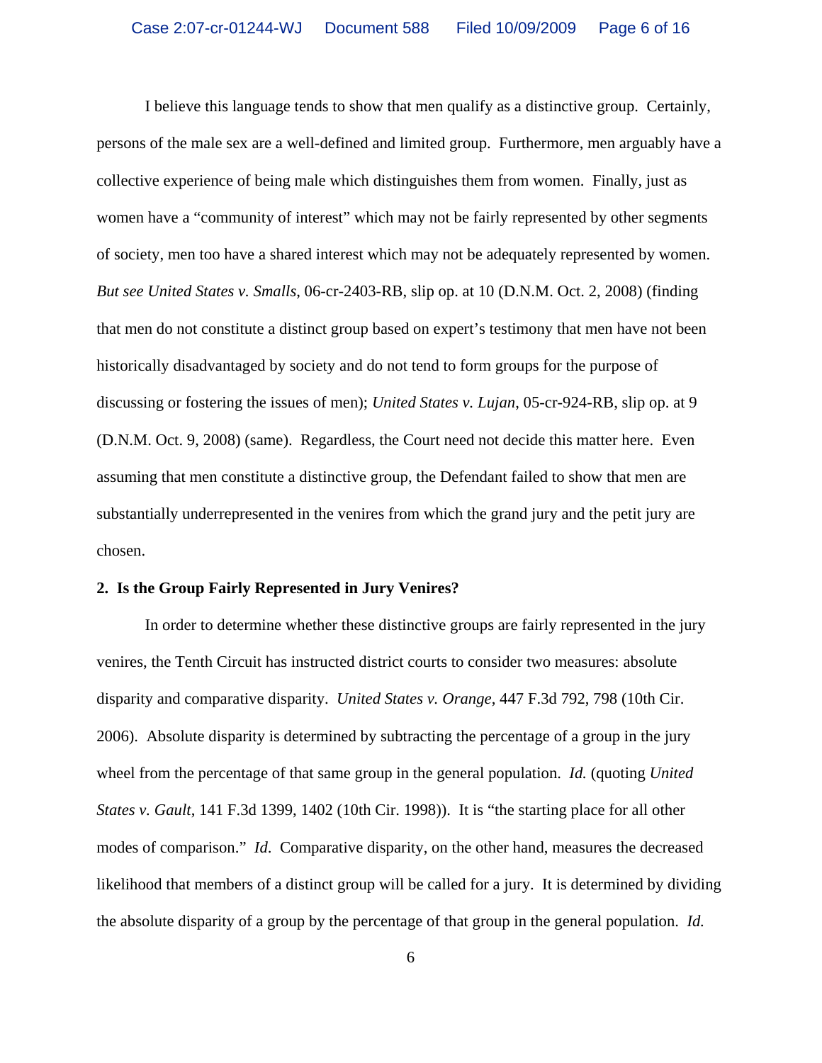I believe this language tends to show that men qualify as a distinctive group. Certainly, persons of the male sex are a well-defined and limited group. Furthermore, men arguably have a collective experience of being male which distinguishes them from women. Finally, just as women have a "community of interest" which may not be fairly represented by other segments of society, men too have a shared interest which may not be adequately represented by women. *But see United States v. Smalls*, 06-cr-2403-RB, slip op. at 10 (D.N.M. Oct. 2, 2008) (finding that men do not constitute a distinct group based on expert's testimony that men have not been historically disadvantaged by society and do not tend to form groups for the purpose of discussing or fostering the issues of men); *United States v. Lujan,* 05-cr-924-RB, slip op. at 9 (D.N.M. Oct. 9, 2008) (same). Regardless, the Court need not decide this matter here. Even assuming that men constitute a distinctive group, the Defendant failed to show that men are substantially underrepresented in the venires from which the grand jury and the petit jury are chosen.

**2. Is the Group Fairly Represented in Jury Venires?**

In order to determine whether these distinctive groups are fairly represented in the jury venires, the Tenth Circuit has instructed district courts to consider two measures: absolute disparity and comparative disparity. *United States v. Orange*, 447 F.3d 792, 798 (10th Cir. 2006). Absolute disparity is determined by subtracting the percentage of a group in the jury wheel from the percentage of that same group in the general population. *Id.* (quoting *United States v. Gault*, 141 F.3d 1399, 1402 (10th Cir. 1998)). It is "the starting place for all other modes of comparison." *Id*. Comparative disparity, on the other hand, measures the decreased likelihood that members of a distinct group will be called for a jury. It is determined by dividing the absolute disparity of a group by the percentage of that group in the general population. *Id.*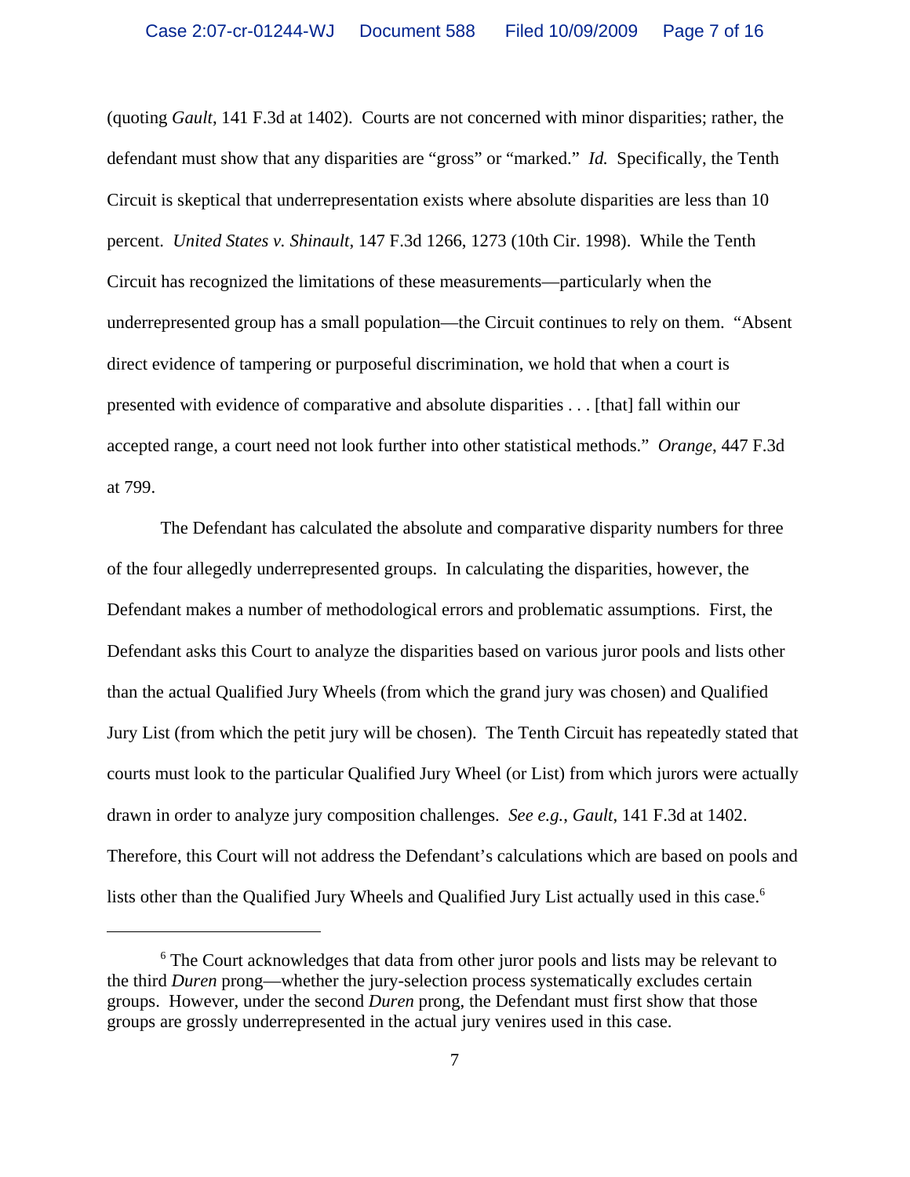(quoting *Gault*, 141 F.3d at 1402). Courts are not concerned with minor disparities; rather, the defendant must show that any disparities are "gross" or "marked." *Id.* Specifically, the Tenth Circuit is skeptical that underrepresentation exists where absolute disparities are less than 10 percent. *United States v. Shinault*, 147 F.3d 1266, 1273 (10th Cir. 1998). While the Tenth Circuit has recognized the limitations of these measurements—particularly when the underrepresented group has a small population—the Circuit continues to rely on them. "Absent direct evidence of tampering or purposeful discrimination, we hold that when a court is presented with evidence of comparative and absolute disparities . . . [that] fall within our accepted range, a court need not look further into other statistical methods." *Orange*, 447 F.3d at 799.

The Defendant has calculated the absolute and comparative disparity numbers for three of the four allegedly underrepresented groups. In calculating the disparities, however, the Defendant makes a number of methodological errors and problematic assumptions. First, the Defendant asks this Court to analyze the disparities based on various juror pools and lists other than the actual Qualified Jury Wheels (from which the grand jury was chosen) and Qualified Jury List (from which the petit jury will be chosen). The Tenth Circuit has repeatedly stated that courts must look to the particular Qualified Jury Wheel (or List) from which jurors were actually drawn in order to analyze jury composition challenges. *See e.g.*, *Gault*, 141 F.3d at 1402. Therefore, this Court will not address the Defendant's calculations which are based on pools and lists other than the Qualified Jury Wheels and Qualified Jury List actually used in this case.[6]

[6] The Court acknowledges that data from other juror pools and lists may be relevant to the third *Duren* prong—whether the jury-selection process systematically excludes certain groups. However, under the second *Duren* prong, the Defendant must first show that those groups are grossly underrepresented in the actual jury venires used in this case.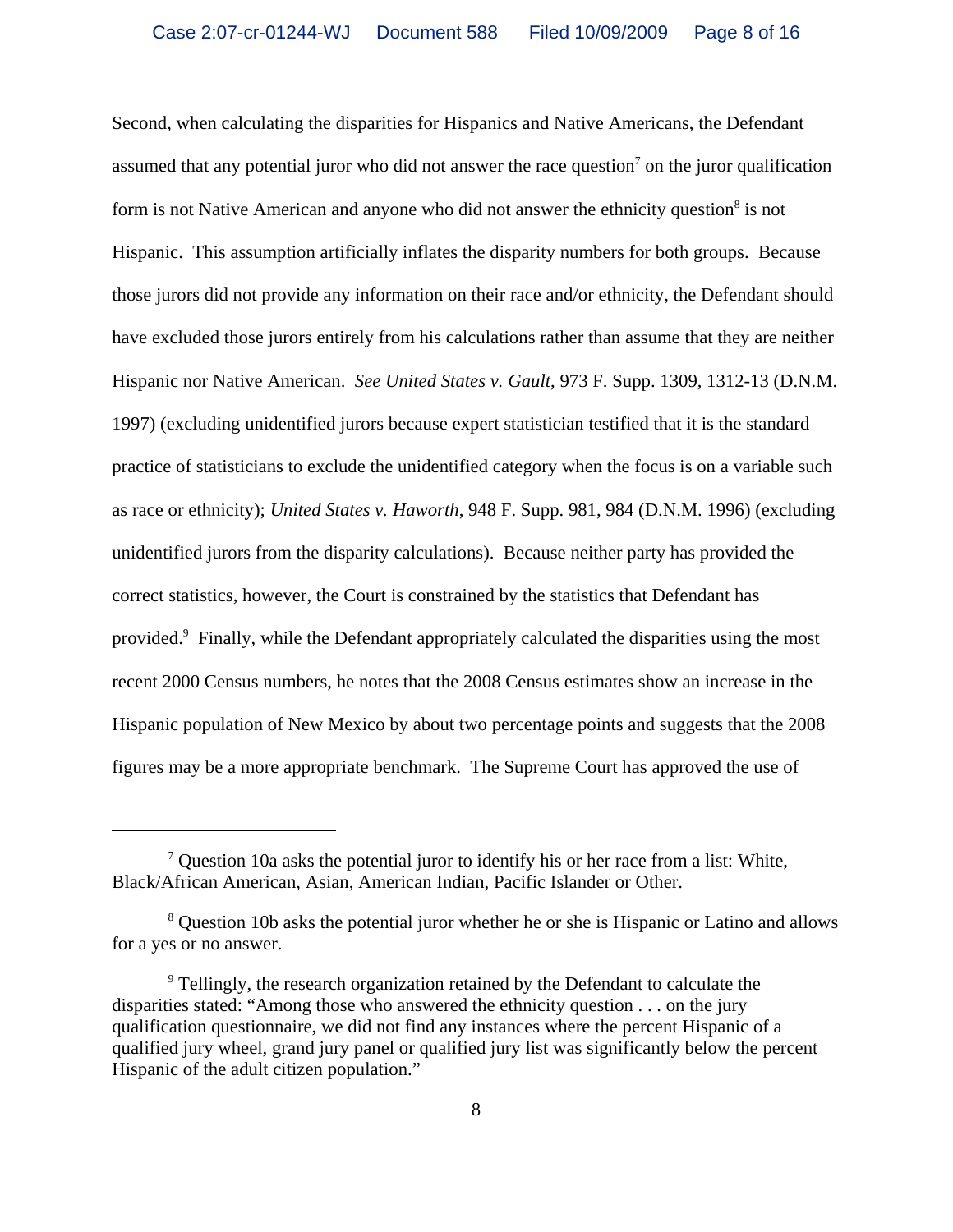Second, when calculating the disparities for Hispanics and Native Americans, the Defendant assumed that any potential juror who did not answer the race question[7] on the juror qualification form is not Native American and anyone who did not answer the ethnicity question[8] is not Hispanic. This assumption artificially inflates the disparity numbers for both groups. Because those jurors did not provide any information on their race and/or ethnicity, the Defendant should have excluded those jurors entirely from his calculations rather than assume that they are neither Hispanic nor Native American. *See United States v. Gault*, 973 F. Supp. 1309, 1312-13 (D.N.M. 1997) (excluding unidentified jurors because expert statistician testified that it is the standard practice of statisticians to exclude the unidentified category when the focus is on a variable such as race or ethnicity); *United States v. Haworth*, 948 F. Supp. 981, 984 (D.N.M. 1996) (excluding unidentified jurors from the disparity calculations). Because neither party has provided the correct statistics, however, the Court is constrained by the statistics that Defendant has provided.[9] Finally, while the Defendant appropriately calculated the disparities using the most recent 2000 Census numbers, he notes that the 2008 Census estimates show an increase in the Hispanic population of New Mexico by about two percentage points and suggests that the 2008 figures may be a more appropriate benchmark. The Supreme Court has approved the use of

---

[7] Question 10a asks the potential juror to identify his or her race from a list: White, Black/African American, Asian, American Indian, Pacific Islander or Other.

[8] Question 10b asks the potential juror whether he or she is Hispanic or Latino and allows for a yes or no answer.

[9] Tellingly, the research organization retained by the Defendant to calculate the disparities stated: "Among those who answered the ethnicity question . . . on the jury qualification questionnaire, we did not find any instances where the percent Hispanic of a qualified jury wheel, grand jury panel or qualified jury list was significantly below the percent Hispanic of the adult citizen population."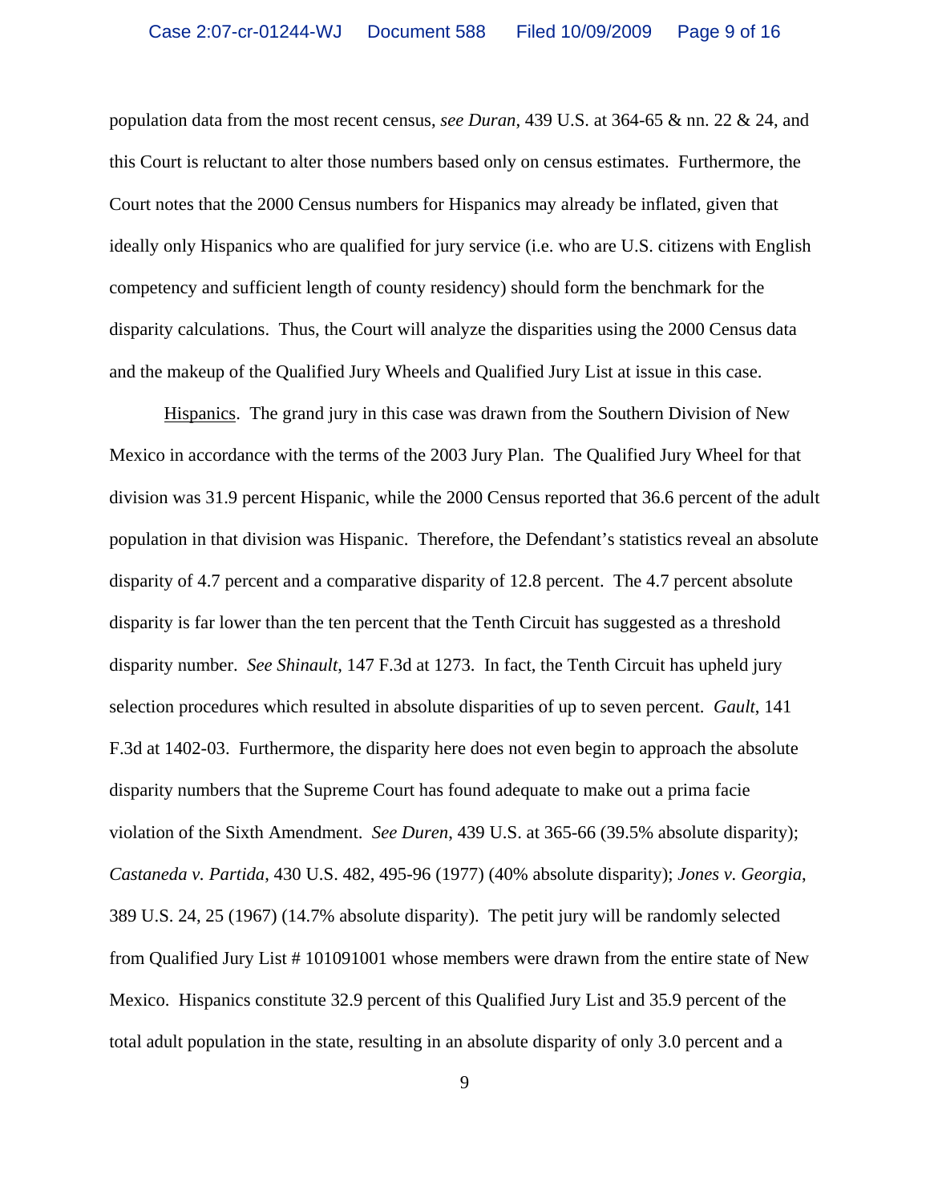population data from the most recent census, *see Duran*, 439 U.S. at 364-65 & nn. 22 & 24, and this Court is reluctant to alter those numbers based only on census estimates. Furthermore, the Court notes that the 2000 Census numbers for Hispanics may already be inflated, given that ideally only Hispanics who are qualified for jury service (i.e. who are U.S. citizens with English competency and sufficient length of county residency) should form the benchmark for the disparity calculations. Thus, the Court will analyze the disparities using the 2000 Census data and the makeup of the Qualified Jury Wheels and Qualified Jury List at issue in this case.

Hispanics. The grand jury in this case was drawn from the Southern Division of New Mexico in accordance with the terms of the 2003 Jury Plan. The Qualified Jury Wheel for that division was 31.9 percent Hispanic, while the 2000 Census reported that 36.6 percent of the adult population in that division was Hispanic. Therefore, the Defendant's statistics reveal an absolute disparity of 4.7 percent and a comparative disparity of 12.8 percent. The 4.7 percent absolute disparity is far lower than the ten percent that the Tenth Circuit has suggested as a threshold disparity number. *See Shinault*, 147 F.3d at 1273. In fact, the Tenth Circuit has upheld jury selection procedures which resulted in absolute disparities of up to seven percent. *Gault*, 141 F.3d at 1402-03. Furthermore, the disparity here does not even begin to approach the absolute disparity numbers that the Supreme Court has found adequate to make out a prima facie violation of the Sixth Amendment. *See Duren*, 439 U.S. at 365-66 (39.5% absolute disparity); *Castaneda v. Partida*, 430 U.S. 482, 495-96 (1977) (40% absolute disparity); *Jones v. Georgia*, 389 U.S. 24, 25 (1967) (14.7% absolute disparity). The petit jury will be randomly selected from Qualified Jury List # 101091001 whose members were drawn from the entire state of New Mexico. Hispanics constitute 32.9 percent of this Qualified Jury List and 35.9 percent of the total adult population in the state, resulting in an absolute disparity of only 3.0 percent and a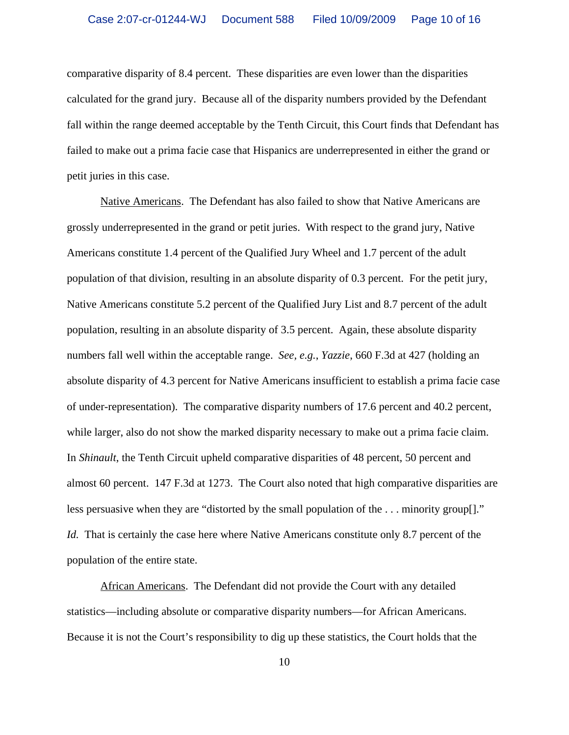comparative disparity of 8.4 percent. These disparities are even lower than the disparities calculated for the grand jury. Because all of the disparity numbers provided by the Defendant fall within the range deemed acceptable by the Tenth Circuit, this Court finds that Defendant has failed to make out a prima facie case that Hispanics are underrepresented in either the grand or petit juries in this case.

<u>Native Americans</u>. The Defendant has also failed to show that Native Americans are grossly underrepresented in the grand or petit juries. With respect to the grand jury, Native Americans constitute 1.4 percent of the Qualified Jury Wheel and 1.7 percent of the adult population of that division, resulting in an absolute disparity of 0.3 percent. For the petit jury, Native Americans constitute 5.2 percent of the Qualified Jury List and 8.7 percent of the adult population, resulting in an absolute disparity of 3.5 percent. Again, these absolute disparity numbers fall well within the acceptable range. *See, e.g.*, *Yazzie*, 660 F.3d at 427 (holding an absolute disparity of 4.3 percent for Native Americans insufficient to establish a prima facie case of under-representation). The comparative disparity numbers of 17.6 percent and 40.2 percent, while larger, also do not show the marked disparity necessary to make out a prima facie claim. In *Shinault*, the Tenth Circuit upheld comparative disparities of 48 percent, 50 percent and almost 60 percent. 147 F.3d at 1273. The Court also noted that high comparative disparities are less persuasive when they are "distorted by the small population of the . . . minority group[]." *Id.* That is certainly the case here where Native Americans constitute only 8.7 percent of the population of the entire state.

<u>African Americans</u>. The Defendant did not provide the Court with any detailed statistics—including absolute or comparative disparity numbers—for African Americans. Because it is not the Court's responsibility to dig up these statistics, the Court holds that the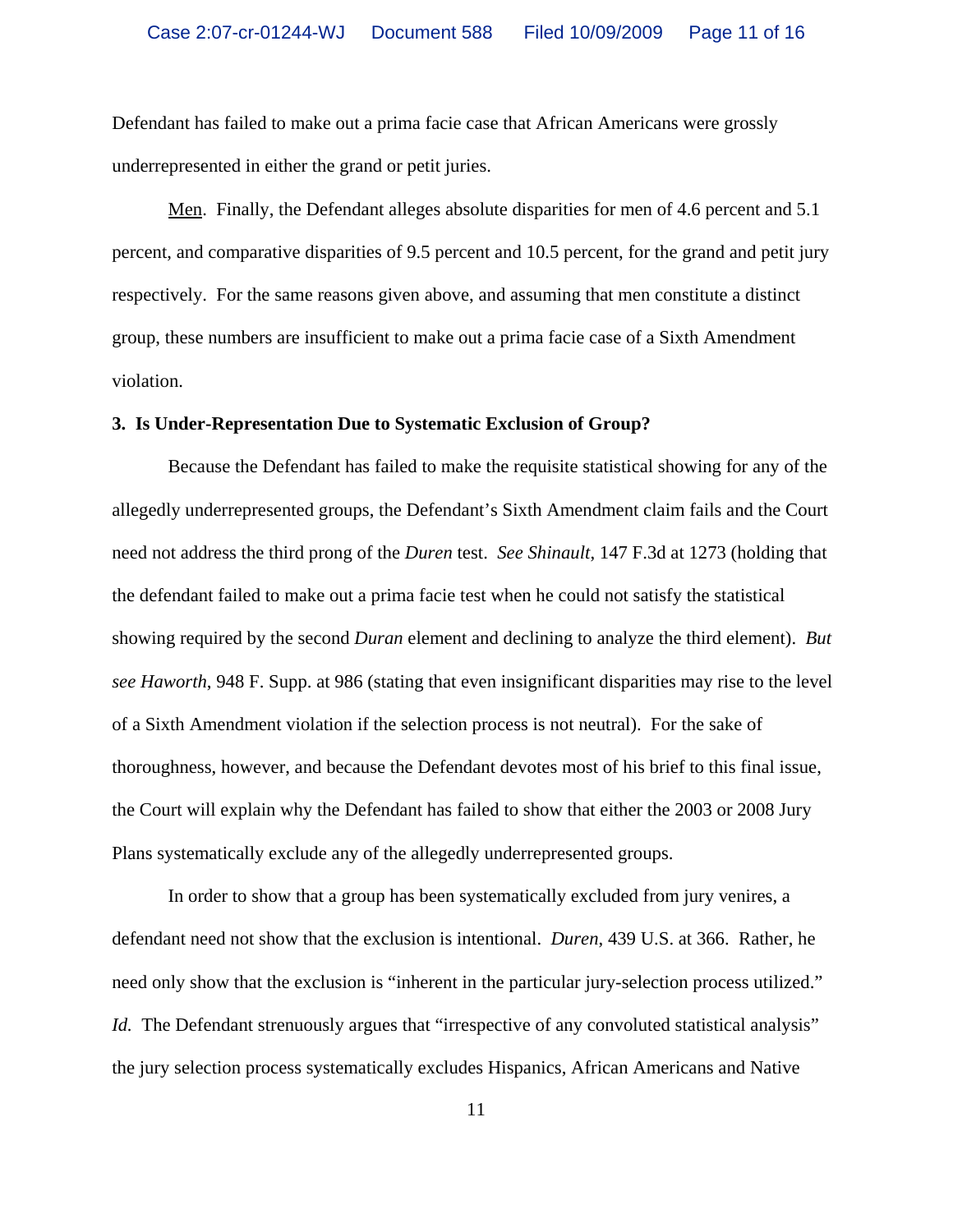Defendant has failed to make out a prima facie case that African Americans were grossly underrepresented in either the grand or petit juries.

Men. Finally, the Defendant alleges absolute disparities for men of 4.6 percent and 5.1 percent, and comparative disparities of 9.5 percent and 10.5 percent, for the grand and petit jury respectively. For the same reasons given above, and assuming that men constitute a distinct group, these numbers are insufficient to make out a prima facie case of a Sixth Amendment violation.

**3. Is Under-Representation Due to Systematic Exclusion of Group?**

Because the Defendant has failed to make the requisite statistical showing for any of the allegedly underrepresented groups, the Defendant's Sixth Amendment claim fails and the Court need not address the third prong of the *Duren* test. *See Shinault*, 147 F.3d at 1273 (holding that the defendant failed to make out a prima facie test when he could not satisfy the statistical showing required by the second *Duran* element and declining to analyze the third element). *But see Haworth*, 948 F. Supp. at 986 (stating that even insignificant disparities may rise to the level of a Sixth Amendment violation if the selection process is not neutral). For the sake of thoroughness, however, and because the Defendant devotes most of his brief to this final issue, the Court will explain why the Defendant has failed to show that either the 2003 or 2008 Jury Plans systematically exclude any of the allegedly underrepresented groups.

In order to show that a group has been systematically excluded from jury venires, a defendant need not show that the exclusion is intentional. *Duren*, 439 U.S. at 366. Rather, he need only show that the exclusion is "inherent in the particular jury-selection process utilized." *Id.* The Defendant strenuously argues that "irrespective of any convoluted statistical analysis" the jury selection process systematically excludes Hispanics, African Americans and Native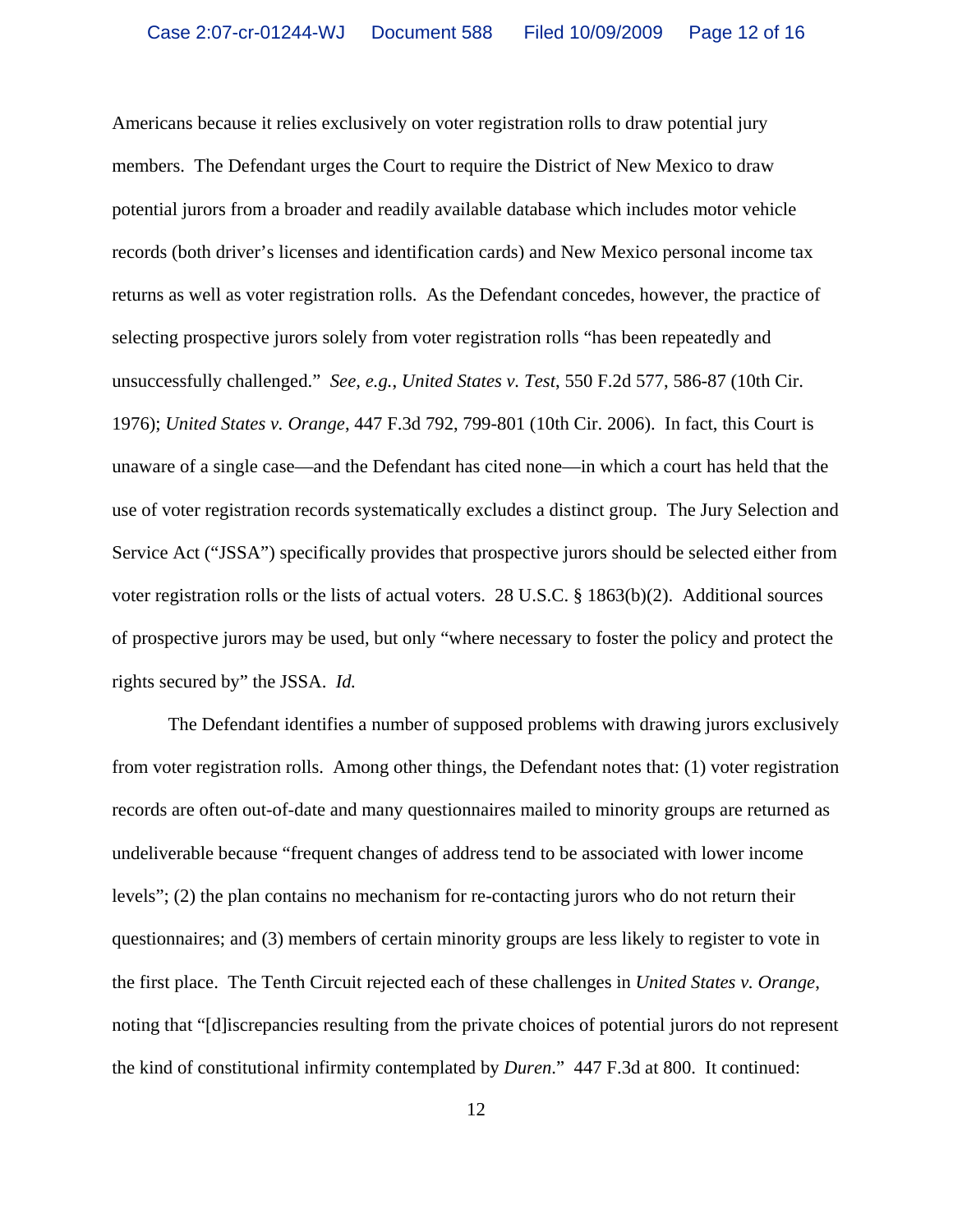Americans because it relies exclusively on voter registration rolls to draw potential jury members. The Defendant urges the Court to require the District of New Mexico to draw potential jurors from a broader and readily available database which includes motor vehicle records (both driver's licenses and identification cards) and New Mexico personal income tax returns as well as voter registration rolls. As the Defendant concedes, however, the practice of selecting prospective jurors solely from voter registration rolls "has been repeatedly and unsuccessfully challenged." *See, e.g.*, *United States v. Test*, 550 F.2d 577, 586-87 (10th Cir. 1976); *United States v. Orange*, 447 F.3d 792, 799-801 (10th Cir. 2006). In fact, this Court is unaware of a single case—and the Defendant has cited none—in which a court has held that the use of voter registration records systematically excludes a distinct group. The Jury Selection and Service Act ("JSSA") specifically provides that prospective jurors should be selected either from voter registration rolls or the lists of actual voters. 28 U.S.C. § 1863(b)(2). Additional sources of prospective jurors may be used, but only "where necessary to foster the policy and protect the rights secured by" the JSSA. *Id.*

The Defendant identifies a number of supposed problems with drawing jurors exclusively from voter registration rolls. Among other things, the Defendant notes that: (1) voter registration records are often out-of-date and many questionnaires mailed to minority groups are returned as undeliverable because "frequent changes of address tend to be associated with lower income levels"; (2) the plan contains no mechanism for re-contacting jurors who do not return their questionnaires; and (3) members of certain minority groups are less likely to register to vote in the first place. The Tenth Circuit rejected each of these challenges in *United States v. Orange*, noting that "[d]iscrepancies resulting from the private choices of potential jurors do not represent the kind of constitutional infirmity contemplated by *Duren*." 447 F.3d at 800. It continued: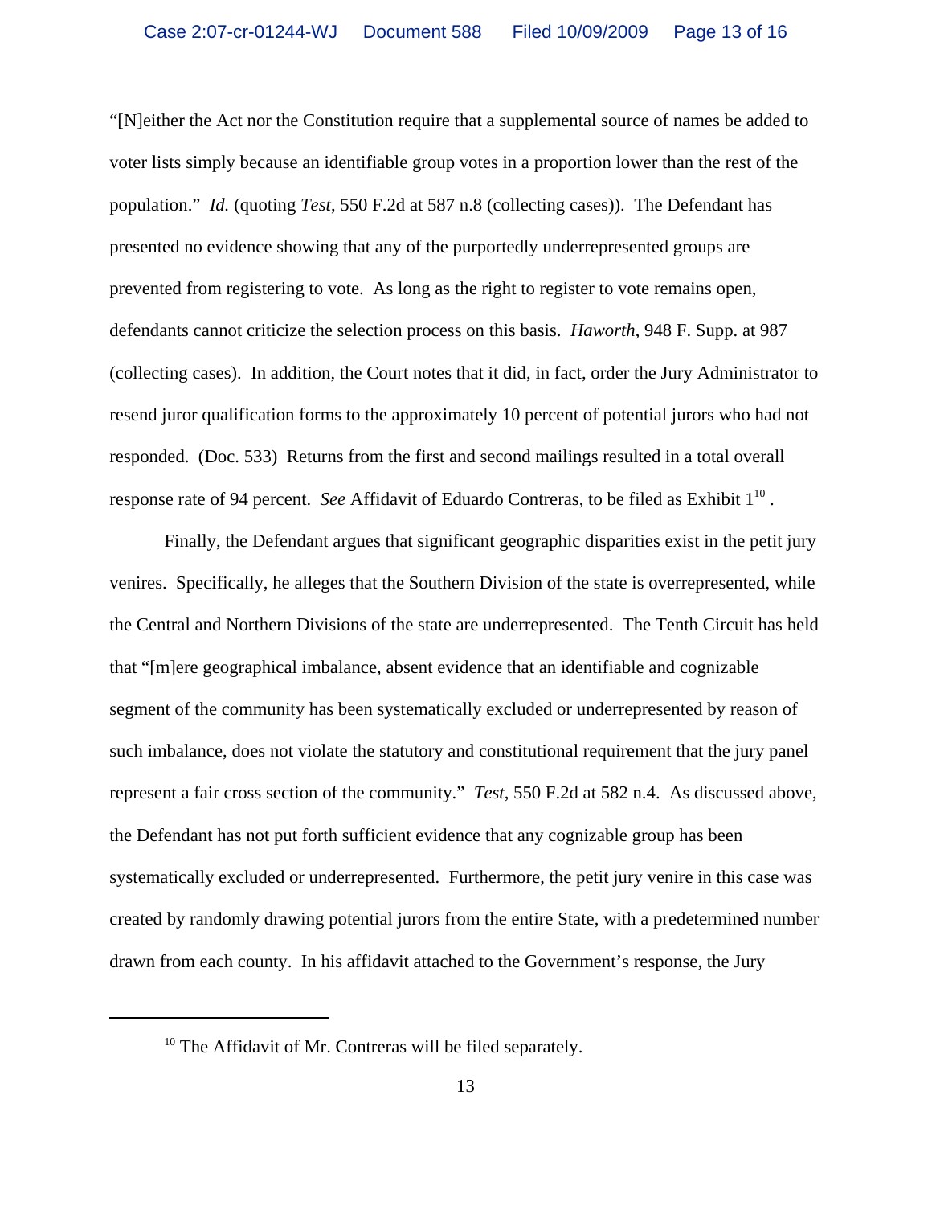"[N]either the Act nor the Constitution require that a supplemental source of names be added to voter lists simply because an identifiable group votes in a proportion lower than the rest of the population." *Id.* (quoting *Test*, 550 F.2d at 587 n.8 (collecting cases)). The Defendant has presented no evidence showing that any of the purportedly underrepresented groups are prevented from registering to vote. As long as the right to register to vote remains open, defendants cannot criticize the selection process on this basis. *Haworth*, 948 F. Supp. at 987 (collecting cases). In addition, the Court notes that it did, in fact, order the Jury Administrator to resend juror qualification forms to the approximately 10 percent of potential jurors who had not responded. (Doc. 533) Returns from the first and second mailings resulted in a total overall response rate of 94 percent. *See* Affidavit of Eduardo Contreras, to be filed as Exhibit 1[10] .

Finally, the Defendant argues that significant geographic disparities exist in the petit jury venires. Specifically, he alleges that the Southern Division of the state is overrepresented, while the Central and Northern Divisions of the state are underrepresented. The Tenth Circuit has held that "[m]ere geographical imbalance, absent evidence that an identifiable and cognizable segment of the community has been systematically excluded or underrepresented by reason of such imbalance, does not violate the statutory and constitutional requirement that the jury panel represent a fair cross section of the community." *Test*, 550 F.2d at 582 n.4. As discussed above, the Defendant has not put forth sufficient evidence that any cognizable group has been systematically excluded or underrepresented. Furthermore, the petit jury venire in this case was created by randomly drawing potential jurors from the entire State, with a predetermined number drawn from each county. In his affidavit attached to the Government's response, the Jury

---

[10] The Affidavit of Mr. Contreras will be filed separately.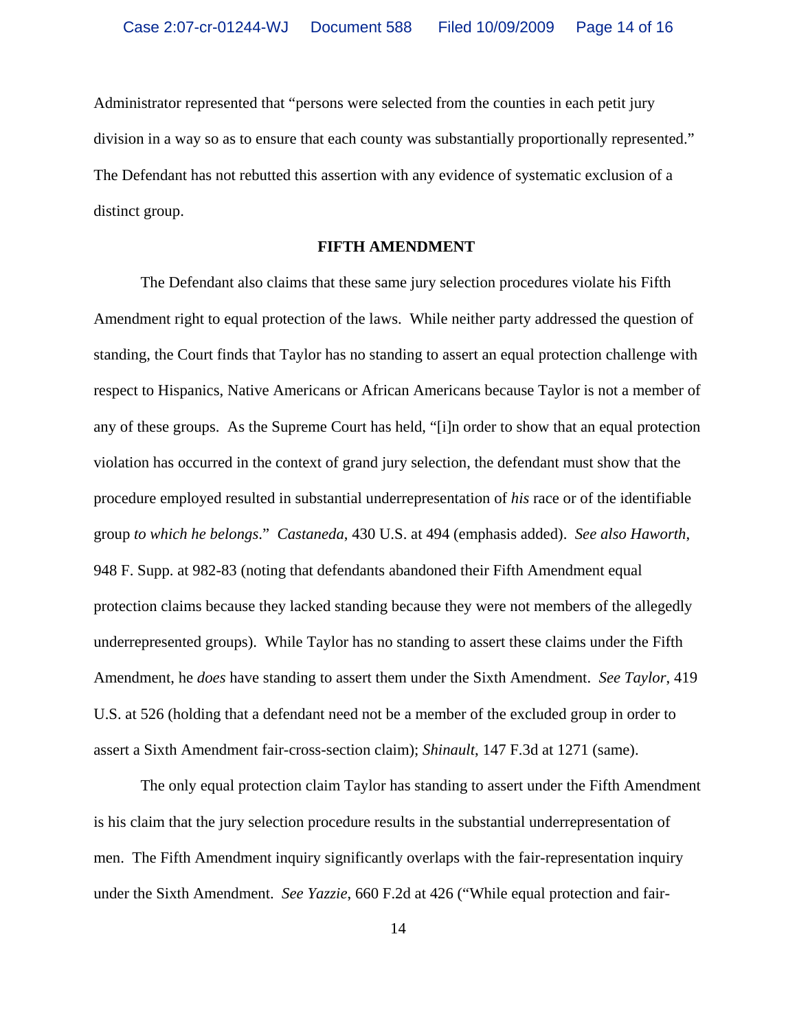Administrator represented that "persons were selected from the counties in each petit jury division in a way so as to ensure that each county was substantially proportionally represented." The Defendant has not rebutted this assertion with any evidence of systematic exclusion of a distinct group.

**FIFTH AMENDMENT**

The Defendant also claims that these same jury selection procedures violate his Fifth Amendment right to equal protection of the laws. While neither party addressed the question of standing, the Court finds that Taylor has no standing to assert an equal protection challenge with respect to Hispanics, Native Americans or African Americans because Taylor is not a member of any of these groups. As the Supreme Court has held, "[i]n order to show that an equal protection violation has occurred in the context of grand jury selection, the defendant must show that the procedure employed resulted in substantial underrepresentation of *his* race or of the identifiable group *to which he belongs*." *Castaneda*, 430 U.S. at 494 (emphasis added). *See also Haworth*, 948 F. Supp. at 982-83 (noting that defendants abandoned their Fifth Amendment equal protection claims because they lacked standing because they were not members of the allegedly underrepresented groups). While Taylor has no standing to assert these claims under the Fifth Amendment, he *does* have standing to assert them under the Sixth Amendment. *See Taylor*, 419 U.S. at 526 (holding that a defendant need not be a member of the excluded group in order to assert a Sixth Amendment fair-cross-section claim); *Shinault*, 147 F.3d at 1271 (same).

The only equal protection claim Taylor has standing to assert under the Fifth Amendment is his claim that the jury selection procedure results in the substantial underrepresentation of men. The Fifth Amendment inquiry significantly overlaps with the fair-representation inquiry under the Sixth Amendment. *See Yazzie*, 660 F.2d at 426 ("While equal protection and fair-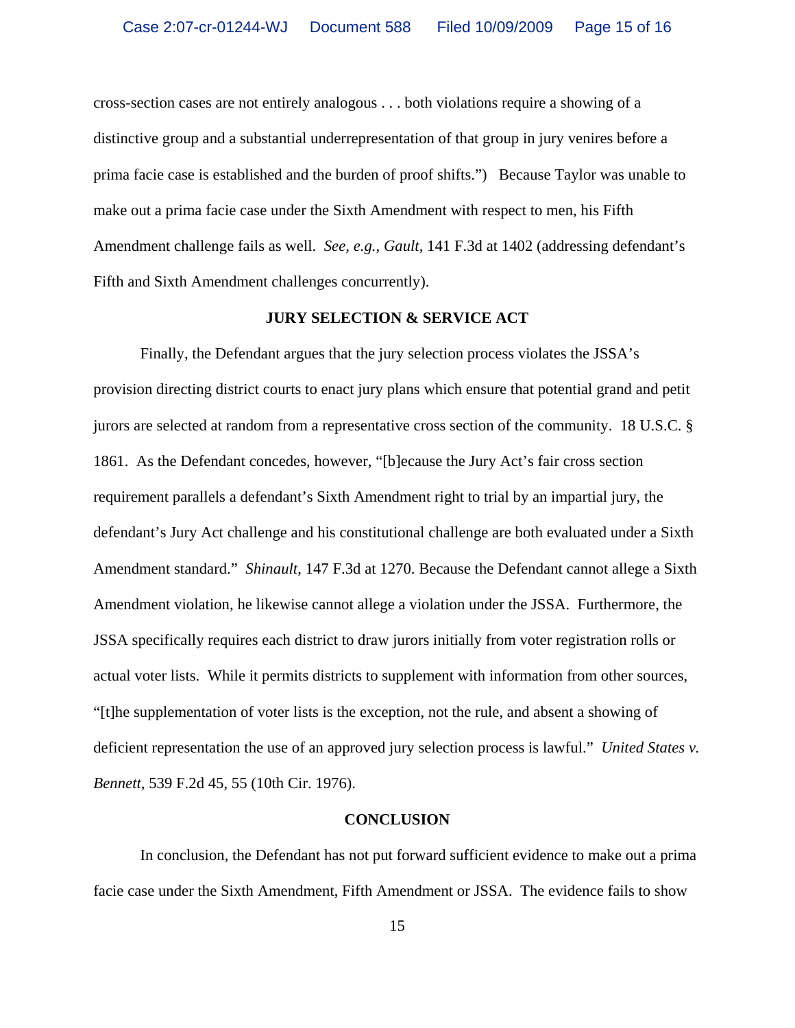cross-section cases are not entirely analogous . . . both violations require a showing of a distinctive group and a substantial underrepresentation of that group in jury venires before a prima facie case is established and the burden of proof shifts.") Because Taylor was unable to make out a prima facie case under the Sixth Amendment with respect to men, his Fifth Amendment challenge fails as well. *See, e.g.*, *Gault*, 141 F.3d at 1402 (addressing defendant's Fifth and Sixth Amendment challenges concurrently).

**JURY SELECTION & SERVICE ACT**

Finally, the Defendant argues that the jury selection process violates the JSSA's provision directing district courts to enact jury plans which ensure that potential grand and petit jurors are selected at random from a representative cross section of the community. 18 U.S.C. § 1861. As the Defendant concedes, however, "[b]ecause the Jury Act's fair cross section requirement parallels a defendant's Sixth Amendment right to trial by an impartial jury, the defendant's Jury Act challenge and his constitutional challenge are both evaluated under a Sixth Amendment standard." *Shinault*, 147 F.3d at 1270. Because the Defendant cannot allege a Sixth Amendment violation, he likewise cannot allege a violation under the JSSA. Furthermore, the JSSA specifically requires each district to draw jurors initially from voter registration rolls or actual voter lists. While it permits districts to supplement with information from other sources, "[t]he supplementation of voter lists is the exception, not the rule, and absent a showing of deficient representation the use of an approved jury selection process is lawful." *United States v. Bennett*, 539 F.2d 45, 55 (10th Cir. 1976).

**CONCLUSION**

In conclusion, the Defendant has not put forward sufficient evidence to make out a prima facie case under the Sixth Amendment, Fifth Amendment or JSSA. The evidence fails to show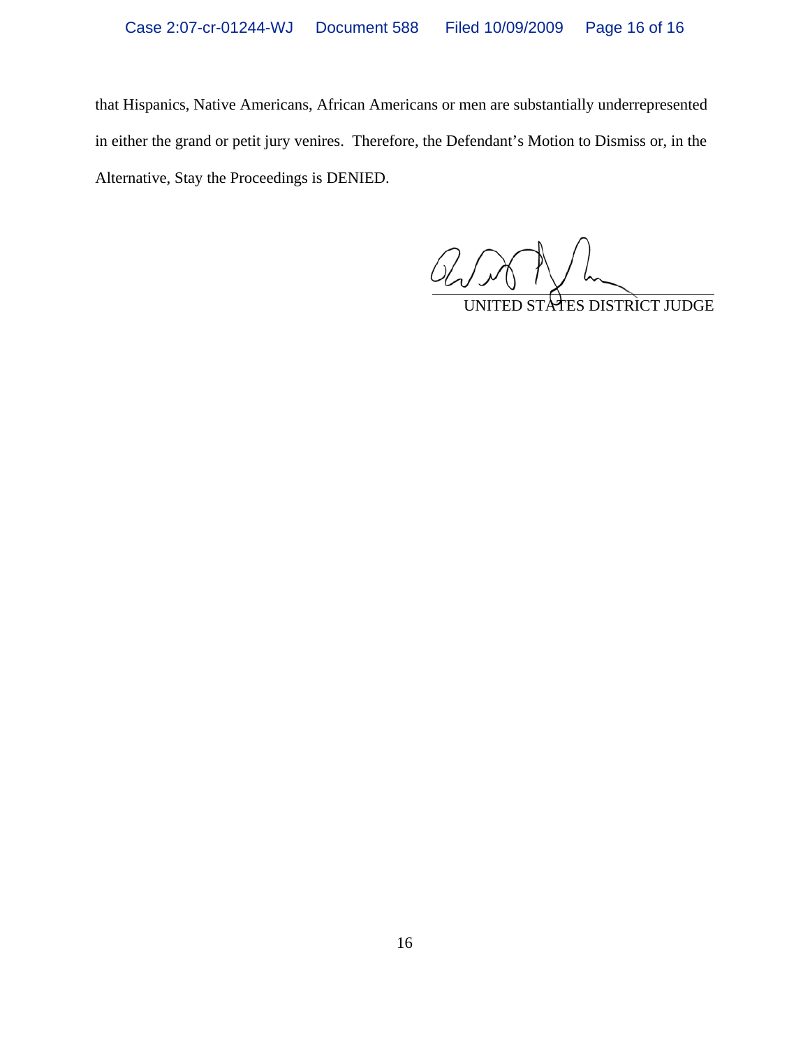that Hispanics, Native Americans, African Americans or men are substantially underrepresented in either the grand or petit jury venires. Therefore, the Defendant's Motion to Dismiss or, in the Alternative, Stay the Proceedings is DENIED.

UNITED STATES DISTRICT JUDGE